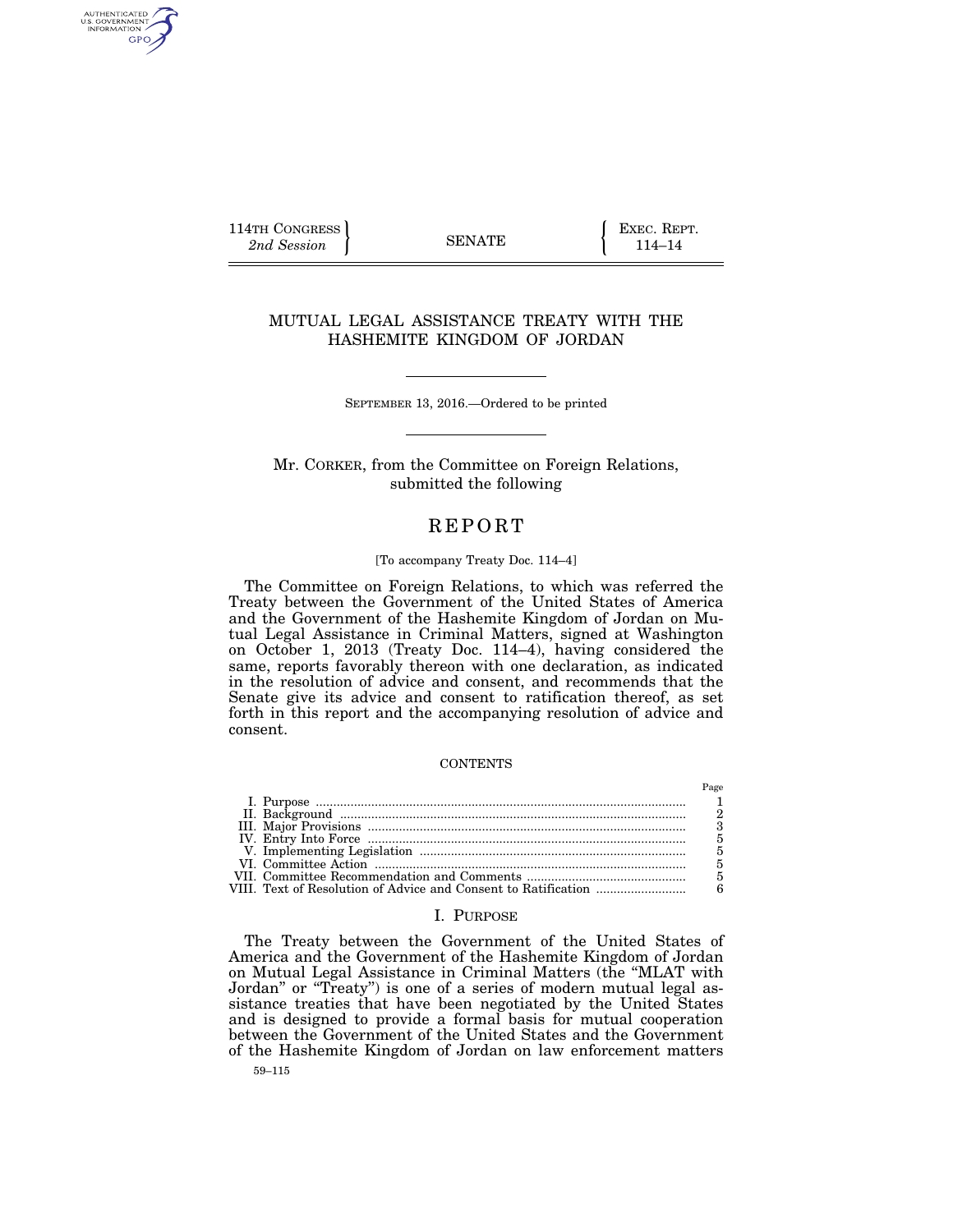114TH CONGRESS
*2nd Session*

SENATE

EXEC. REPT.
114–14

# MUTUAL LEGAL ASSISTANCE TREATY WITH THE HASHEMITE KINGDOM OF JORDAN

SEPTEMBER 13, 2016.—Ordered to be printed

Mr. CORKER, from the Committee on Foreign Relations, submitted the following

## REPORT

[To accompany Treaty Doc. 114–4]

The Committee on Foreign Relations, to which was referred the Treaty between the Government of the United States of America and the Government of the Hashemite Kingdom of Jordan on Mutual Legal Assistance in Criminal Matters, signed at Washington on October 1, 2013 (Treaty Doc. 114–4), having considered the same, reports favorably thereon with one declaration, as indicated in the resolution of advice and consent, and recommends that the Senate give its advice and consent to ratification thereof, as set forth in this report and the accompanying resolution of advice and consent.

CONTENTS

| | Page |
|---|---|
| I. Purpose | 1 |
| II. Background | 2 |
| III. Major Provisions | 3 |
| IV. Entry Into Force | 5 |
| V. Implementing Legislation | 5 |
| VI. Committee Action | 5 |
| VII. Committee Recommendation and Comments | 5 |
| VIII. Text of Resolution of Advice and Consent to Ratification | 6 |

## I. PURPOSE

The Treaty between the Government of the United States of America and the Government of the Hashemite Kingdom of Jordan on Mutual Legal Assistance in Criminal Matters (the "MLAT with Jordan" or "Treaty") is one of a series of modern mutual legal assistance treaties that have been negotiated by the United States and is designed to provide a formal basis for mutual cooperation between the Government of the United States and the Government of the Hashemite Kingdom of Jordan on law enforcement matters

59–115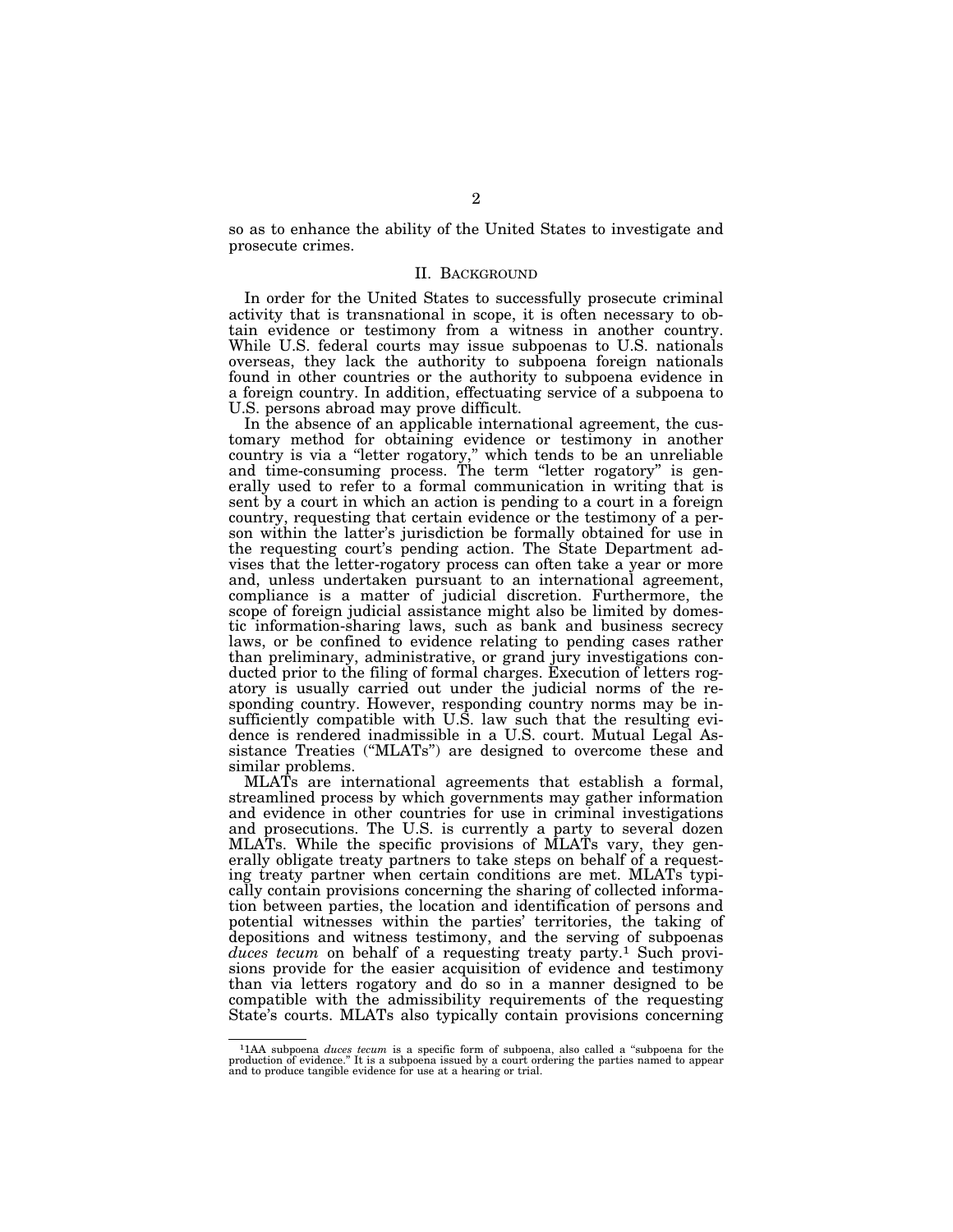so as to enhance the ability of the United States to investigate and prosecute crimes.

## II. Background

In order for the United States to successfully prosecute criminal activity that is transnational in scope, it is often necessary to obtain evidence or testimony from a witness in another country. While U.S. federal courts may issue subpoenas to U.S. nationals overseas, they lack the authority to subpoena foreign nationals found in other countries or the authority to subpoena evidence in a foreign country. In addition, effectuating service of a subpoena to U.S. persons abroad may prove difficult.

In the absence of an applicable international agreement, the customary method for obtaining evidence or testimony in another country is via a "letter rogatory," which tends to be an unreliable and time-consuming process. The term "letter rogatory" is generally used to refer to a formal communication in writing that is sent by a court in which an action is pending to a court in a foreign country, requesting that certain evidence or the testimony of a person within the latter's jurisdiction be formally obtained for use in the requesting court's pending action. The State Department advises that the letter-rogatory process can often take a year or more and, unless undertaken pursuant to an international agreement, compliance is a matter of judicial discretion. Furthermore, the scope of foreign judicial assistance might also be limited by domestic information-sharing laws, such as bank and business secrecy laws, or be confined to evidence relating to pending cases rather than preliminary, administrative, or grand jury investigations conducted prior to the filing of formal charges. Execution of letters rogatory is usually carried out under the judicial norms of the responding country. However, responding country norms may be insufficiently compatible with U.S. law such that the resulting evidence is rendered inadmissible in a U.S. court. Mutual Legal Assistance Treaties ("MLATs") are designed to overcome these and similar problems.

MLATs are international agreements that establish a formal, streamlined process by which governments may gather information and evidence in other countries for use in criminal investigations and prosecutions. The U.S. is currently a party to several dozen MLATs. While the specific provisions of MLATs vary, they generally obligate treaty partners to take steps on behalf of a requesting treaty partner when certain conditions are met. MLATs typically contain provisions concerning the sharing of collected information between parties, the location and identification of persons and potential witnesses within the parties' territories, the taking of depositions and witness testimony, and the serving of subpoenas *duces tecum* on behalf of a requesting treaty party.[1] Such provisions provide for the easier acquisition of evidence and testimony than via letters rogatory and do so in a manner designed to be compatible with the admissibility requirements of the requesting State's courts. MLATs also typically contain provisions concerning

---

[1] AA subpoena *duces tecum* is a specific form of subpoena, also called a "subpoena for the production of evidence." It is a subpoena issued by a court ordering the parties named to appear and to produce tangible evidence for use at a hearing or trial.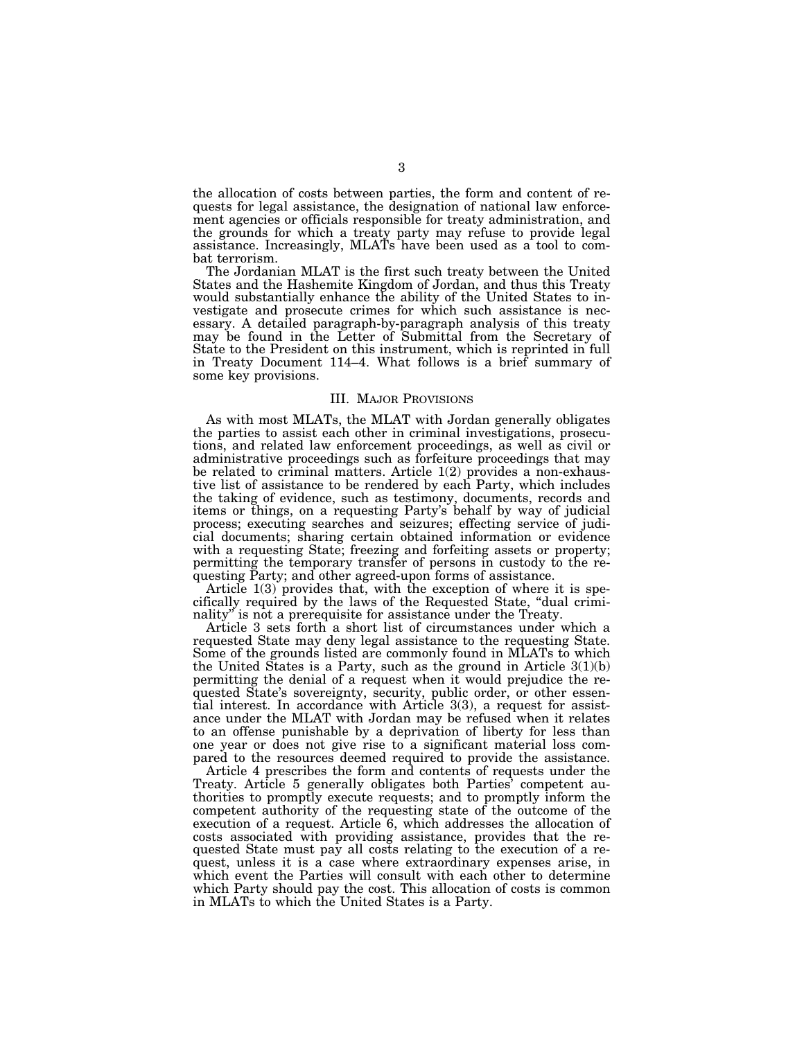the allocation of costs between parties, the form and content of requests for legal assistance, the designation of national law enforcement agencies or officials responsible for treaty administration, and the grounds for which a treaty party may refuse to provide legal assistance. Increasingly, MLATs have been used as a tool to combat terrorism.

The Jordanian MLAT is the first such treaty between the United States and the Hashemite Kingdom of Jordan, and thus this Treaty would substantially enhance the ability of the United States to investigate and prosecute crimes for which such assistance is necessary. A detailed paragraph-by-paragraph analysis of this treaty may be found in the Letter of Submittal from the Secretary of State to the President on this instrument, which is reprinted in full in Treaty Document 114–4. What follows is a brief summary of some key provisions.

## III. Major Provisions

As with most MLATs, the MLAT with Jordan generally obligates the parties to assist each other in criminal investigations, prosecutions, and related law enforcement proceedings, as well as civil or administrative proceedings such as forfeiture proceedings that may be related to criminal matters. Article 1(2) provides a non-exhaustive list of assistance to be rendered by each Party, which includes the taking of evidence, such as testimony, documents, records and items or things, on a requesting Party's behalf by way of judicial process; executing searches and seizures; effecting service of judicial documents; sharing certain obtained information or evidence with a requesting State; freezing and forfeiting assets or property; permitting the temporary transfer of persons in custody to the requesting Party; and other agreed-upon forms of assistance.

Article 1(3) provides that, with the exception of where it is specifically required by the laws of the Requested State, "dual criminality" is not a prerequisite for assistance under the Treaty.

Article 3 sets forth a short list of circumstances under which a requested State may deny legal assistance to the requesting State. Some of the grounds listed are commonly found in MLATs to which the United States is a Party, such as the ground in Article 3(1)(b) permitting the denial of a request when it would prejudice the requested State's sovereignty, security, public order, or other essential interest. In accordance with Article 3(3), a request for assistance under the MLAT with Jordan may be refused when it relates to an offense punishable by a deprivation of liberty for less than one year or does not give rise to a significant material loss compared to the resources deemed required to provide the assistance.

Article 4 prescribes the form and contents of requests under the Treaty. Article 5 generally obligates both Parties' competent authorities to promptly execute requests; and to promptly inform the competent authority of the requesting state of the outcome of the execution of a request. Article 6, which addresses the allocation of costs associated with providing assistance, provides that the requested State must pay all costs relating to the execution of a request, unless it is a case where extraordinary expenses arise, in which event the Parties will consult with each other to determine which Party should pay the cost. This allocation of costs is common in MLATs to which the United States is a Party.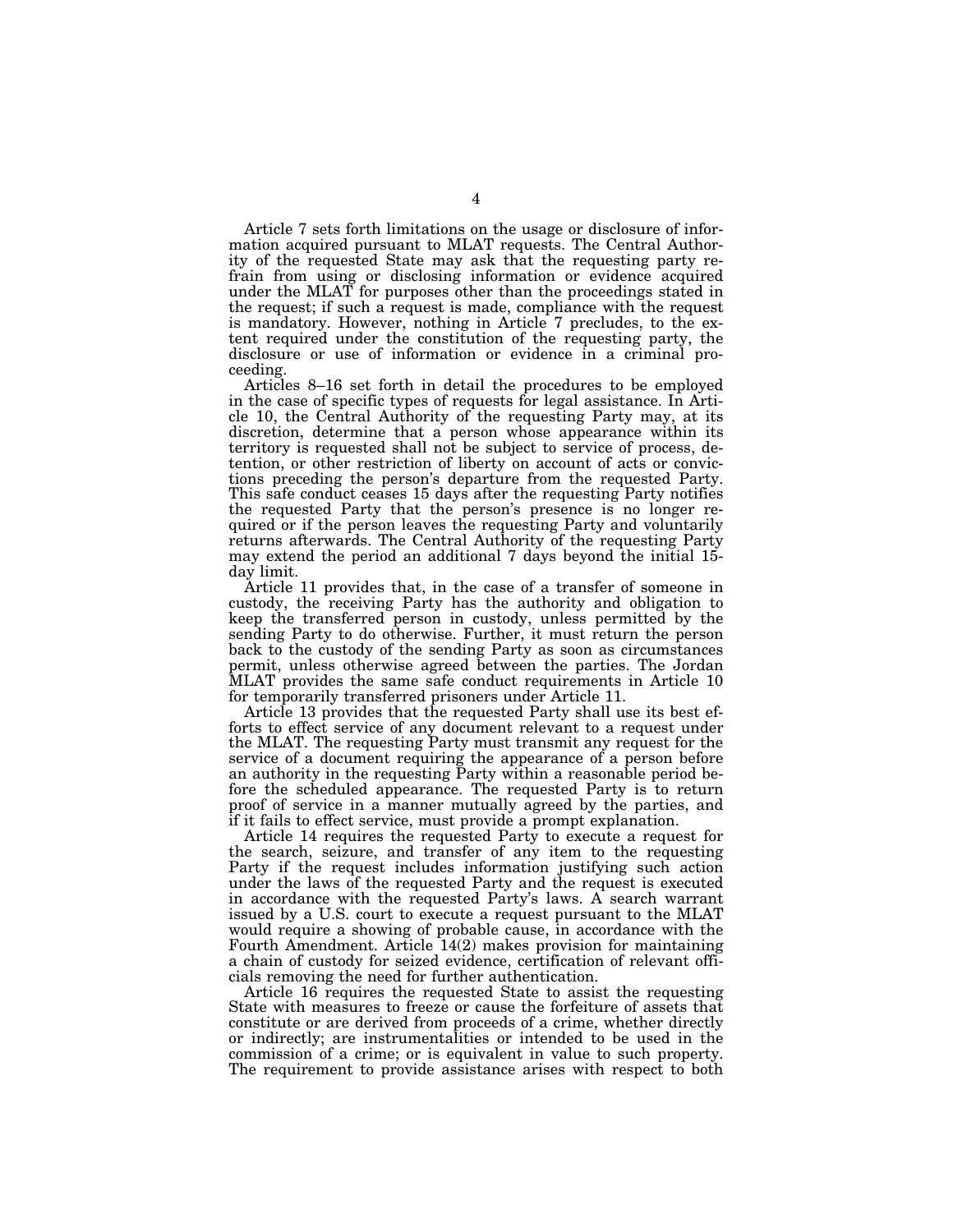Article 7 sets forth limitations on the usage or disclosure of information acquired pursuant to MLAT requests. The Central Authority of the requested State may ask that the requesting party refrain from using or disclosing information or evidence acquired under the MLAT for purposes other than the proceedings stated in the request; if such a request is made, compliance with the request is mandatory. However, nothing in Article 7 precludes, to the extent required under the constitution of the requesting party, the disclosure or use of information or evidence in a criminal proceeding.

Articles 8–16 set forth in detail the procedures to be employed in the case of specific types of requests for legal assistance. In Article 10, the Central Authority of the requesting Party may, at its discretion, determine that a person whose appearance within its territory is requested shall not be subject to service of process, detention, or other restriction of liberty on account of acts or convictions preceding the person's departure from the requested Party. This safe conduct ceases 15 days after the requesting Party notifies the requested Party that the person's presence is no longer required or if the person leaves the requesting Party and voluntarily returns afterwards. The Central Authority of the requesting Party may extend the period an additional 7 days beyond the initial 15-day limit.

Article 11 provides that, in the case of a transfer of someone in custody, the receiving Party has the authority and obligation to keep the transferred person in custody, unless permitted by the sending Party to do otherwise. Further, it must return the person back to the custody of the sending Party as soon as circumstances permit, unless otherwise agreed between the parties. The Jordan MLAT provides the same safe conduct requirements in Article 10 for temporarily transferred prisoners under Article 11.

Article 13 provides that the requested Party shall use its best efforts to effect service of any document relevant to a request under the MLAT. The requesting Party must transmit any request for the service of a document requiring the appearance of a person before an authority in the requesting Party within a reasonable period before the scheduled appearance. The requested Party is to return proof of service in a manner mutually agreed by the parties, and if it fails to effect service, must provide a prompt explanation.

Article 14 requires the requested Party to execute a request for the search, seizure, and transfer of any item to the requesting Party if the request includes information justifying such action under the laws of the requested Party and the request is executed in accordance with the requested Party's laws. A search warrant issued by a U.S. court to execute a request pursuant to the MLAT would require a showing of probable cause, in accordance with the Fourth Amendment. Article 14(2) makes provision for maintaining a chain of custody for seized evidence, certification of relevant officials removing the need for further authentication.

Article 16 requires the requested State to assist the requesting State with measures to freeze or cause the forfeiture of assets that constitute or are derived from proceeds of a crime, whether directly or indirectly; are instrumentalities or intended to be used in the commission of a crime; or is equivalent in value to such property. The requirement to provide assistance arises with respect to both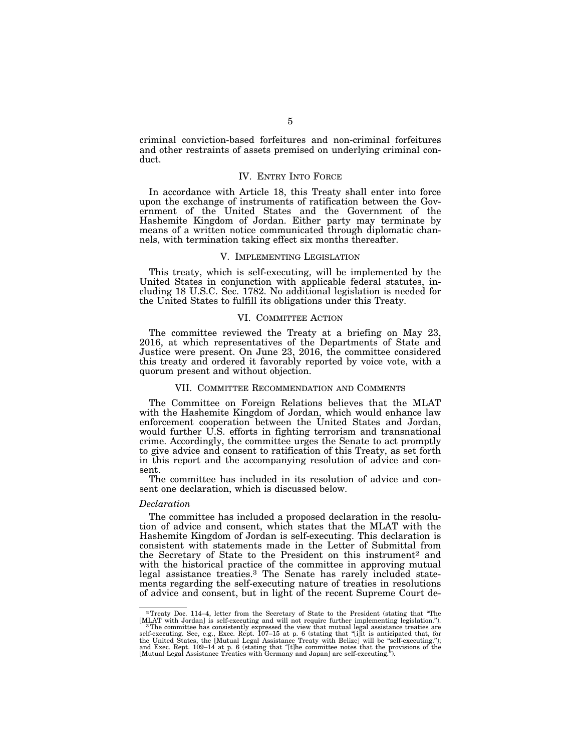criminal conviction-based forfeitures and non-criminal forfeitures and other restraints of assets premised on underlying criminal conduct.

## IV. Entry Into Force

In accordance with Article 18, this Treaty shall enter into force upon the exchange of instruments of ratification between the Government of the United States and the Government of the Hashemite Kingdom of Jordan. Either party may terminate by means of a written notice communicated through diplomatic channels, with termination taking effect six months thereafter.

## V. Implementing Legislation

This treaty, which is self-executing, will be implemented by the United States in conjunction with applicable federal statutes, including 18 U.S.C. Sec. 1782. No additional legislation is needed for the United States to fulfill its obligations under this Treaty.

## VI. Committee Action

The committee reviewed the Treaty at a briefing on May 23, 2016, at which representatives of the Departments of State and Justice were present. On June 23, 2016, the committee considered this treaty and ordered it favorably reported by voice vote, with a quorum present and without objection.

## VII. Committee Recommendation and Comments

The Committee on Foreign Relations believes that the MLAT with the Hashemite Kingdom of Jordan, which would enhance law enforcement cooperation between the United States and Jordan, would further U.S. efforts in fighting terrorism and transnational crime. Accordingly, the committee urges the Senate to act promptly to give advice and consent to ratification of this Treaty, as set forth in this report and the accompanying resolution of advice and consent.

The committee has included in its resolution of advice and consent one declaration, which is discussed below.

### *Declaration*

The committee has included a proposed declaration in the resolution of advice and consent, which states that the MLAT with the Hashemite Kingdom of Jordan is self-executing. This declaration is consistent with statements made in the Letter of Submittal from the Secretary of State to the President on this instrument[2] and with the historical practice of the committee in approving mutual legal assistance treaties.[3] The Senate has rarely included statements regarding the self-executing nature of treaties in resolutions of advice and consent, but in light of the recent Supreme Court de-

---

[2] Treaty Doc. 114–4, letter from the Secretary of State to the President (stating that "The [MLAT with Jordan] is self-executing and will not require further implementing legislation.").

[3] The committee has consistently expressed the view that mutual legal assistance treaties are self-executing. See, e.g., Exec. Rept. 107–15 at p. 6 (stating that "[i]t is anticipated that, for the United States, the [Mutual Legal Assistance Treaty with Belize] will be "self-executing."); and Exec. Rept. 109–14 at p. 6 (stating that "[t]he committee notes that the provisions of the [Mutual Legal Assistance Treaties with Germany and Japan] are self-executing.").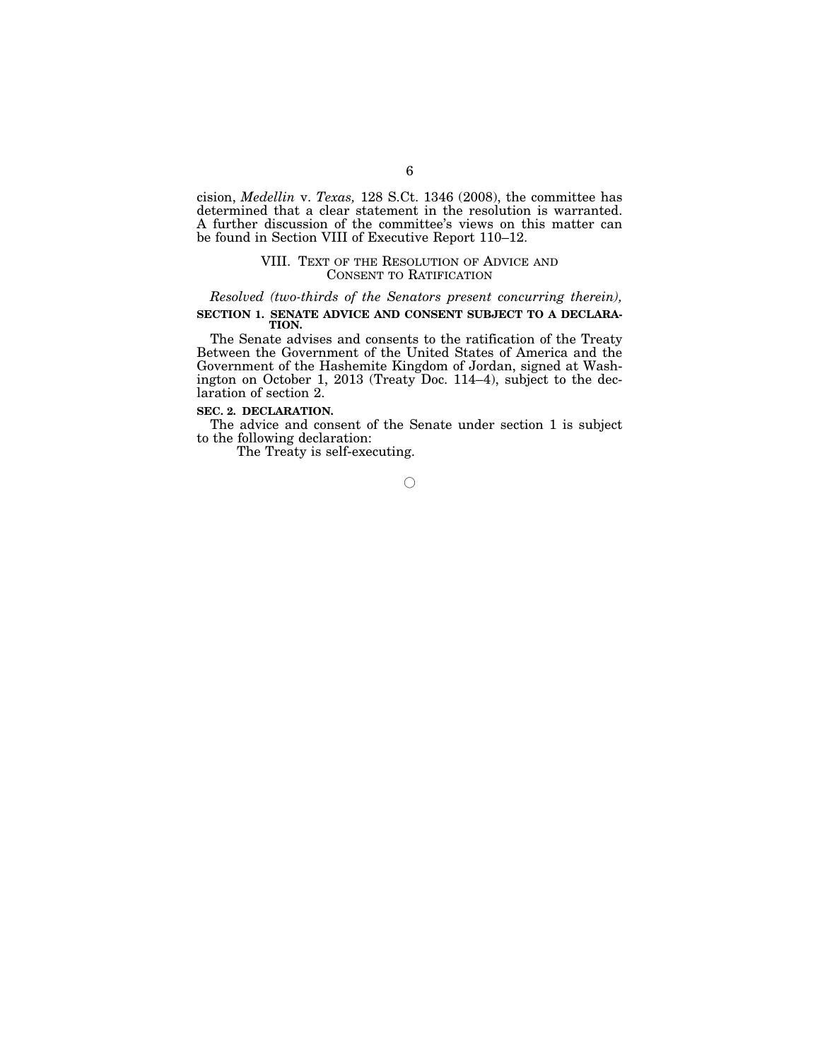cision, *Medellin* v. *Texas,* 128 S.Ct. 1346 (2008), the committee has determined that a clear statement in the resolution is warranted. A further discussion of the committee's views on this matter can be found in Section VIII of Executive Report 110–12.

## VIII. Text of the Resolution of Advice and Consent to Ratification

*Resolved (two-thirds of the Senators present concurring therein),*

**SECTION 1. SENATE ADVICE AND CONSENT SUBJECT TO A DECLARATION.**

The Senate advises and consents to the ratification of the Treaty Between the Government of the United States of America and the Government of the Hashemite Kingdom of Jordan, signed at Washington on October 1, 2013 (Treaty Doc. 114–4), subject to the declaration of section 2.

**SEC. 2. DECLARATION.**

The advice and consent of the Senate under section 1 is subject to the following declaration:

The Treaty is self-executing.